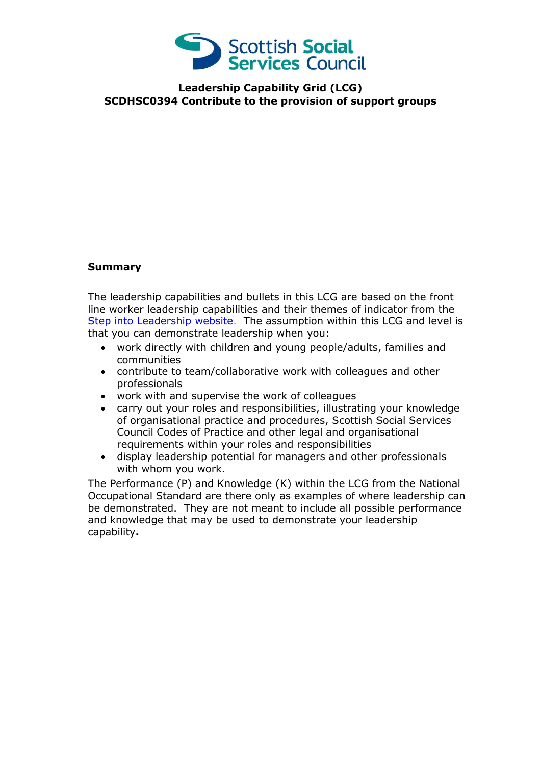Scottish Social Services Council

**Leadership Capability Grid (LCG)**
**SCDHSC0394 Contribute to the provision of support groups**

**Summary**

The leadership capabilities and bullets in this LCG are based on the front line worker leadership capabilities and their themes of indicator from the [Step into Leadership website](). The assumption within this LCG and level is that you can demonstrate leadership when you:

- work directly with children and young people/adults, families and communities
- contribute to team/collaborative work with colleagues and other professionals
- work with and supervise the work of colleagues
- carry out your roles and responsibilities, illustrating your knowledge of organisational practice and procedures, Scottish Social Services Council Codes of Practice and other legal and organisational requirements within your roles and responsibilities
- display leadership potential for managers and other professionals with whom you work.

The Performance (P) and Knowledge (K) within the LCG from the National Occupational Standard are there only as examples of where leadership can be demonstrated. They are not meant to include all possible performance and knowledge that may be used to demonstrate your leadership capability.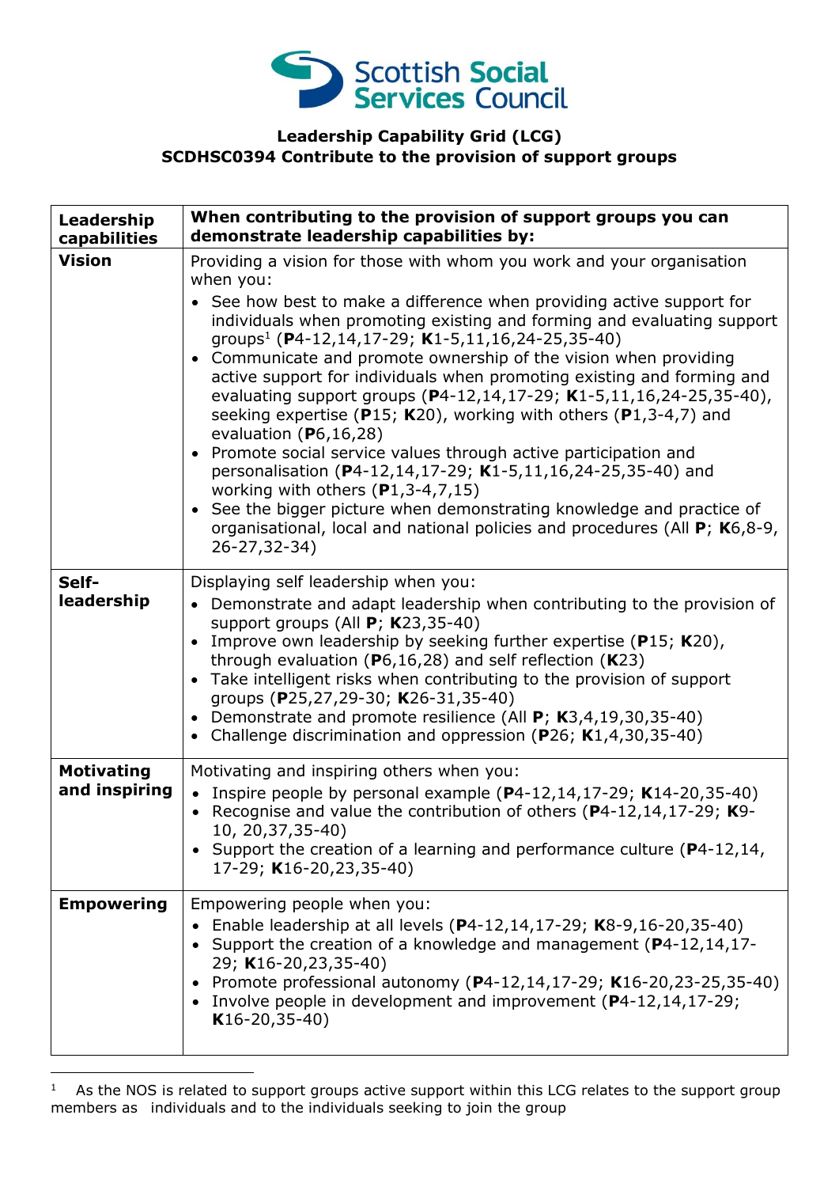Scottish Social Services Council

**Leadership Capability Grid (LCG)**
**SCDHSC0394 Contribute to the provision of support groups**

| Leadership capabilities | When contributing to the provision of support groups you can demonstrate leadership capabilities by: |
|---|---|
| **Vision** | Providing a vision for those with whom you work and your organisation when you:<br>• See how best to make a difference when providing active support for individuals when promoting existing and forming and evaluating support groups[1] (**P**4-12,14,17-29; **K**1-5,11,16,24-25,35-40)<br>• Communicate and promote ownership of the vision when providing active support for individuals when promoting existing and forming and evaluating support groups (**P**4-12,14,17-29; **K**1-5,11,16,24-25,35-40), seeking expertise (**P**15; **K**20), working with others (**P**1,3-4,7) and evaluation (**P**6,16,28)<br>• Promote social service values through active participation and personalisation (**P**4-12,14,17-29; **K**1-5,11,16,24-25,35-40) and working with others (**P**1,3-4,7,15)<br>• See the bigger picture when demonstrating knowledge and practice of organisational, local and national policies and procedures (All **P**; **K**6,8-9, 26-27,32-34) |
| **Self-leadership** | Displaying self leadership when you:<br>• Demonstrate and adapt leadership when contributing to the provision of support groups (All **P**; **K**23,35-40)<br>• Improve own leadership by seeking further expertise (**P**15; **K**20), through evaluation (**P**6,16,28) and self reflection (**K**23)<br>• Take intelligent risks when contributing to the provision of support groups (**P**25,27,29-30; **K**26-31,35-40)<br>• Demonstrate and promote resilience (All **P**; **K**3,4,19,30,35-40)<br>• Challenge discrimination and oppression (**P**26; **K**1,4,30,35-40) |
| **Motivating and inspiring** | Motivating and inspiring others when you:<br>• Inspire people by personal example (**P**4-12,14,17-29; **K**14-20,35-40)<br>• Recognise and value the contribution of others (**P**4-12,14,17-29; **K**9-10, 20,37,35-40)<br>• Support the creation of a learning and performance culture (**P**4-12,14, 17-29; **K**16-20,23,35-40) |
| **Empowering** | Empowering people when you:<br>• Enable leadership at all levels (**P**4-12,14,17-29; **K**8-9,16-20,35-40)<br>• Support the creation of a knowledge and management (**P**4-12,14,17-29; **K**16-20,23,35-40)<br>• Promote professional autonomy (**P**4-12,14,17-29; **K**16-20,23-25,35-40)<br>• Involve people in development and improvement (**P**4-12,14,17-29; **K**16-20,35-40) |

[1] As the NOS is related to support groups active support within this LCG relates to the support group members as individuals and to the individuals seeking to join the group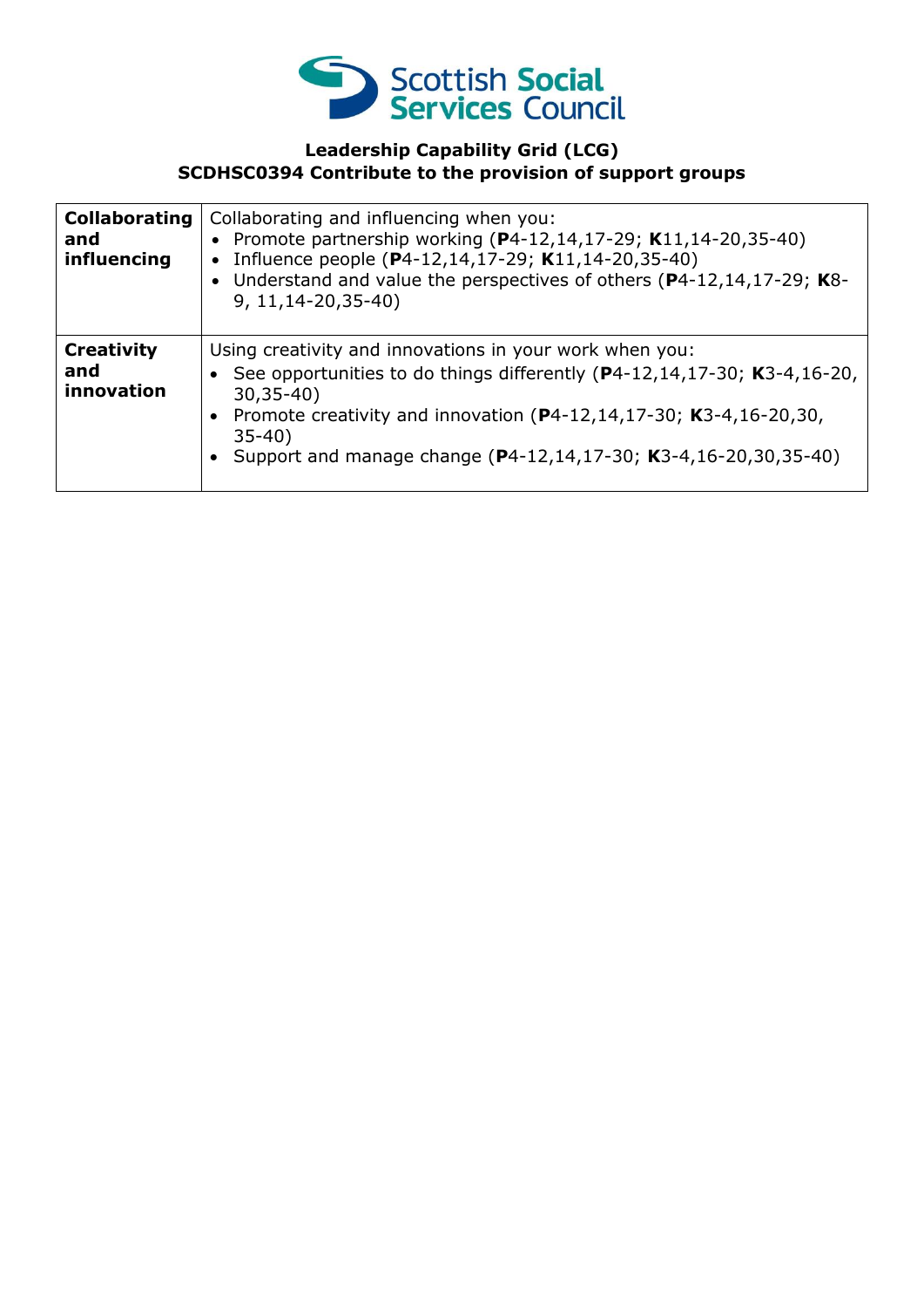**Leadership Capability Grid (LCG)**
**SCDHSC0394 Contribute to the provision of support groups**

| | |
|---|---|
| **Collaborating and influencing** | Collaborating and influencing when you:<br>• Promote partnership working (**P**4-12,14,17-29; **K**11,14-20,35-40)<br>• Influence people (**P**4-12,14,17-29; **K**11,14-20,35-40)<br>• Understand and value the perspectives of others (**P**4-12,14,17-29; **K**8-9, 11,14-20,35-40) |
| **Creativity and innovation** | Using creativity and innovations in your work when you:<br>• See opportunities to do things differently (**P**4-12,14,17-30; **K**3-4,16-20, 30,35-40)<br>• Promote creativity and innovation (**P**4-12,14,17-30; **K**3-4,16-20,30, 35-40)<br>• Support and manage change (**P**4-12,14,17-30; **K**3-4,16-20,30,35-40) |